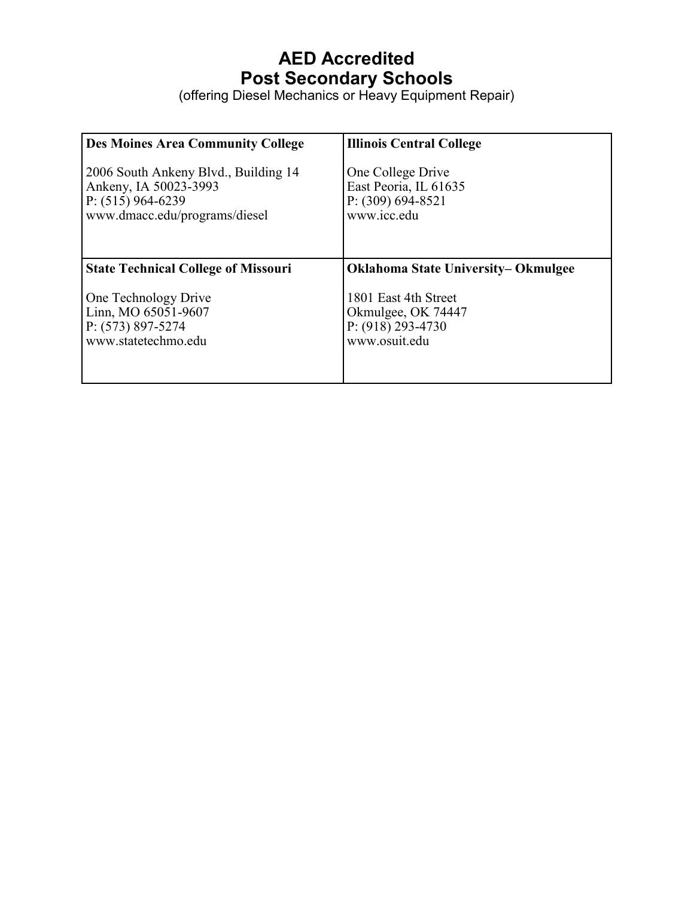# AED Accredited
# Post Secondary Schools

(offering Diesel Mechanics or Heavy Equipment Repair)

| **Des Moines Area Community College**<br><br>2006 South Ankeny Blvd., Building 14<br>Ankeny, IA 50023-3993<br>P: (515) 964-6239<br>www.dmacc.edu/programs/diesel | **Illinois Central College**<br><br>One College Drive<br>East Peoria, IL 61635<br>P: (309) 694-8521<br>www.icc.edu |
|---|---|
| **State Technical College of Missouri**<br><br>One Technology Drive<br>Linn, MO 65051-9607<br>P: (573) 897-5274<br>www.statetechmo.edu | **Oklahoma State University– Okmulgee**<br><br>1801 East 4th Street<br>Okmulgee, OK 74447<br>P: (918) 293-4730<br>www.osuit.edu |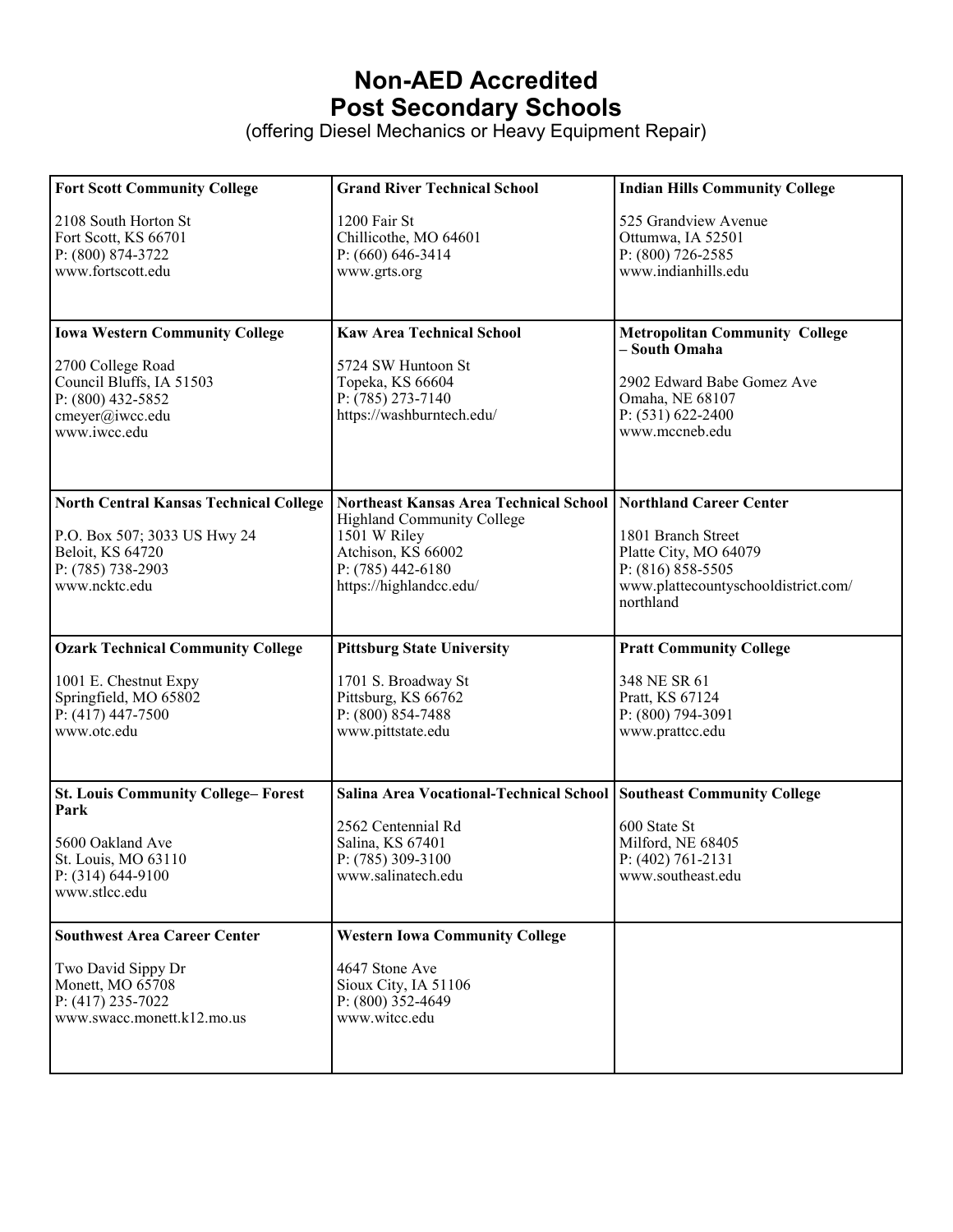# Non-AED Accredited Post Secondary Schools

(offering Diesel Mechanics or Heavy Equipment Repair)

| | | |
|---|---|---|
| **Fort Scott Community College**<br><br>2108 South Horton St<br>Fort Scott, KS 66701<br>P: (800) 874-3722<br>www.fortscott.edu | **Grand River Technical School**<br><br>1200 Fair St<br>Chillicothe, MO 64601<br>P: (660) 646-3414<br>www.grts.org | **Indian Hills Community College**<br><br>525 Grandview Avenue<br>Ottumwa, IA 52501<br>P: (800) 726-2585<br>www.indianhills.edu |
| **Iowa Western Community College**<br><br>2700 College Road<br>Council Bluffs, IA 51503<br>P: (800) 432-5852<br>cmeyer@iwcc.edu<br>www.iwcc.edu | **Kaw Area Technical School**<br><br>5724 SW Huntoon St<br>Topeka, KS 66604<br>P: (785) 273-7140<br>https://washburntech.edu/ | **Metropolitan Community College – South Omaha**<br><br>2902 Edward Babe Gomez Ave<br>Omaha, NE 68107<br>P: (531) 622-2400<br>www.mccneb.edu |
| **North Central Kansas Technical College**<br><br>P.O. Box 507; 3033 US Hwy 24<br>Beloit, KS 64720<br>P: (785) 738-2903<br>www.ncktc.edu | **Northeast Kansas Area Technical School**<br>Highland Community College<br>1501 W Riley<br>Atchison, KS 66002<br>P: (785) 442-6180<br>https://highlandcc.edu/ | **Northland Career Center**<br><br>1801 Branch Street<br>Platte City, MO 64079<br>P: (816) 858-5505<br>www.plattecountyschooldistrict.com/northland |
| **Ozark Technical Community College**<br><br>1001 E. Chestnut Expy<br>Springfield, MO 65802<br>P: (417) 447-7500<br>www.otc.edu | **Pittsburg State University**<br><br>1701 S. Broadway St<br>Pittsburg, KS 66762<br>P: (800) 854-7488<br>www.pittstate.edu | **Pratt Community College**<br><br>348 NE SR 61<br>Pratt, KS 67124<br>P: (800) 794-3091<br>www.prattcc.edu |
| **St. Louis Community College– Forest Park**<br><br>5600 Oakland Ave<br>St. Louis, MO 63110<br>P: (314) 644-9100<br>www.stlcc.edu | **Salina Area Vocational-Technical School**<br><br>2562 Centennial Rd<br>Salina, KS 67401<br>P: (785) 309-3100<br>www.salinatech.edu | **Southeast Community College**<br><br>600 State St<br>Milford, NE 68405<br>P: (402) 761-2131<br>www.southeast.edu |
| **Southwest Area Career Center**<br><br>Two David Sippy Dr<br>Monett, MO 65708<br>P: (417) 235-7022<br>www.swacc.monett.k12.mo.us | **Western Iowa Community College**<br><br>4647 Stone Ave<br>Sioux City, IA 51106<br>P: (800) 352-4649<br>www.witcc.edu | |